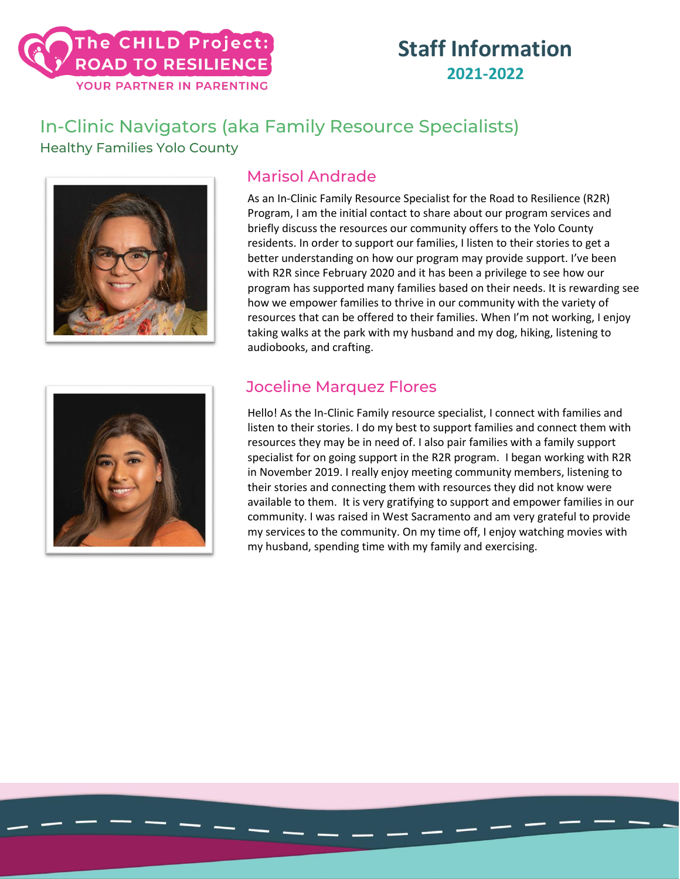The CHILD Project: ROAD TO RESILIENCE

YOUR PARTNER IN PARENTING

# Staff Information

## 2021-2022

## In-Clinic Navigators (aka Family Resource Specialists)

Healthy Families Yolo County

### Marisol Andrade

As an In-Clinic Family Resource Specialist for the Road to Resilience (R2R) Program, I am the initial contact to share about our program services and briefly discuss the resources our community offers to the Yolo County residents. In order to support our families, I listen to their stories to get a better understanding on how our program may provide support. I've been with R2R since February 2020 and it has been a privilege to see how our program has supported many families based on their needs. It is rewarding see how we empower families to thrive in our community with the variety of resources that can be offered to their families. When I'm not working, I enjoy taking walks at the park with my husband and my dog, hiking, listening to audiobooks, and crafting.

### Joceline Marquez Flores

Hello! As the In-Clinic Family resource specialist, I connect with families and listen to their stories. I do my best to support families and connect them with resources they may be in need of. I also pair families with a family support specialist for on going support in the R2R program. I began working with R2R in November 2019. I really enjoy meeting community members, listening to their stories and connecting them with resources they did not know were available to them. It is very gratifying to support and empower families in our community. I was raised in West Sacramento and am very grateful to provide my services to the community. On my time off, I enjoy watching movies with my husband, spending time with my family and exercising.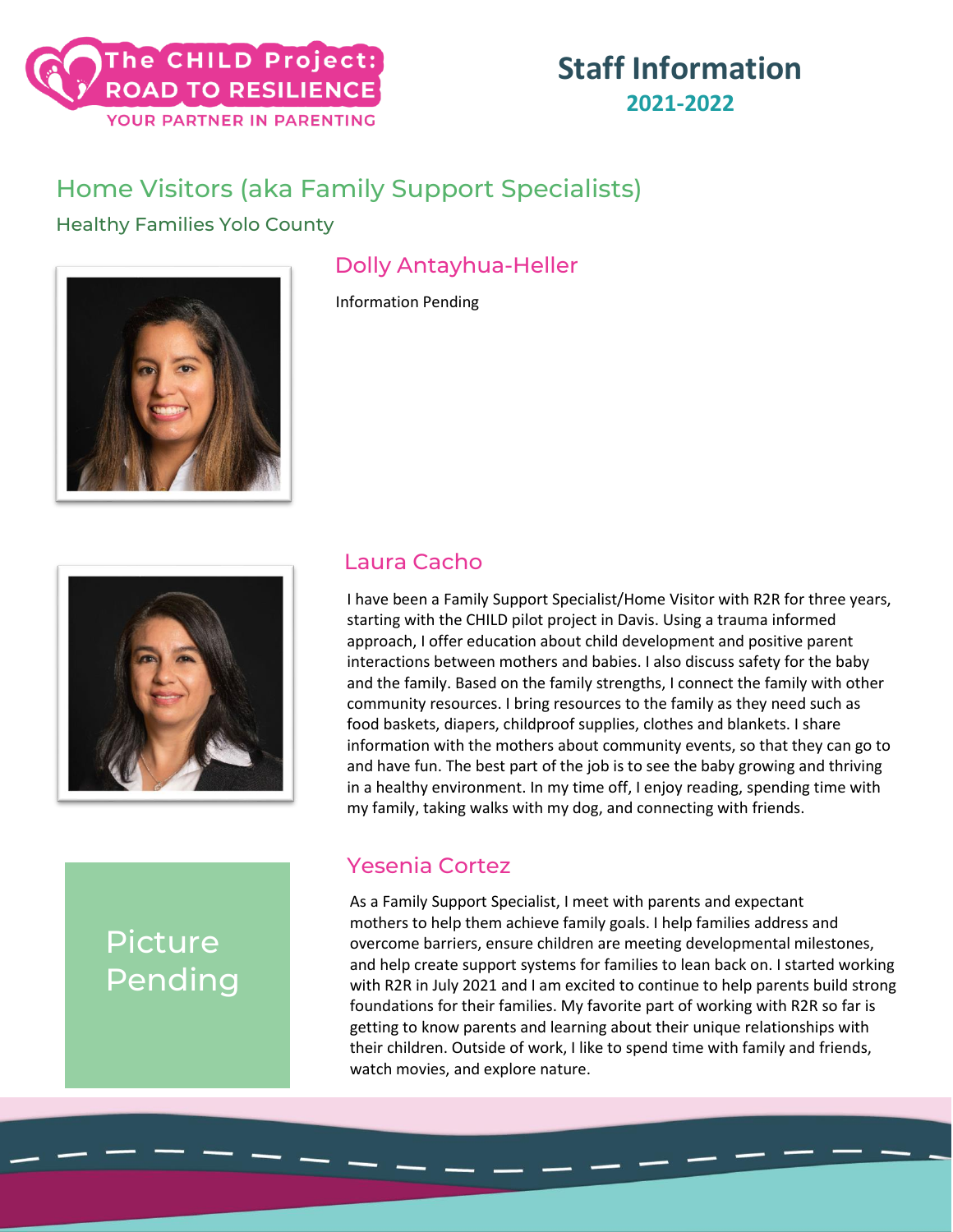# The CHILD Project: ROAD TO RESILIENCE

YOUR PARTNER IN PARENTING

# Staff Information

**2021-2022**

## Home Visitors (aka Family Support Specialists)

### Healthy Families Yolo County

#### Dolly Antayhua-Heller

Information Pending

#### Laura Cacho

I have been a Family Support Specialist/Home Visitor with R2R for three years, starting with the CHILD pilot project in Davis. Using a trauma informed approach, I offer education about child development and positive parent interactions between mothers and babies. I also discuss safety for the baby and the family. Based on the family strengths, I connect the family with other community resources. I bring resources to the family as they need such as food baskets, diapers, childproof supplies, clothes and blankets. I share information with the mothers about community events, so that they can go to and have fun. The best part of the job is to see the baby growing and thriving in a healthy environment. In my time off, I enjoy reading, spending time with my family, taking walks with my dog, and connecting with friends.

#### Yesenia Cortez

Picture Pending

As a Family Support Specialist, I meet with parents and expectant mothers to help them achieve family goals. I help families address and overcome barriers, ensure children are meeting developmental milestones, and help create support systems for families to lean back on. I started working with R2R in July 2021 and I am excited to continue to help parents build strong foundations for their families. My favorite part of working with R2R so far is getting to know parents and learning about their unique relationships with their children. Outside of work, I like to spend time with family and friends, watch movies, and explore nature.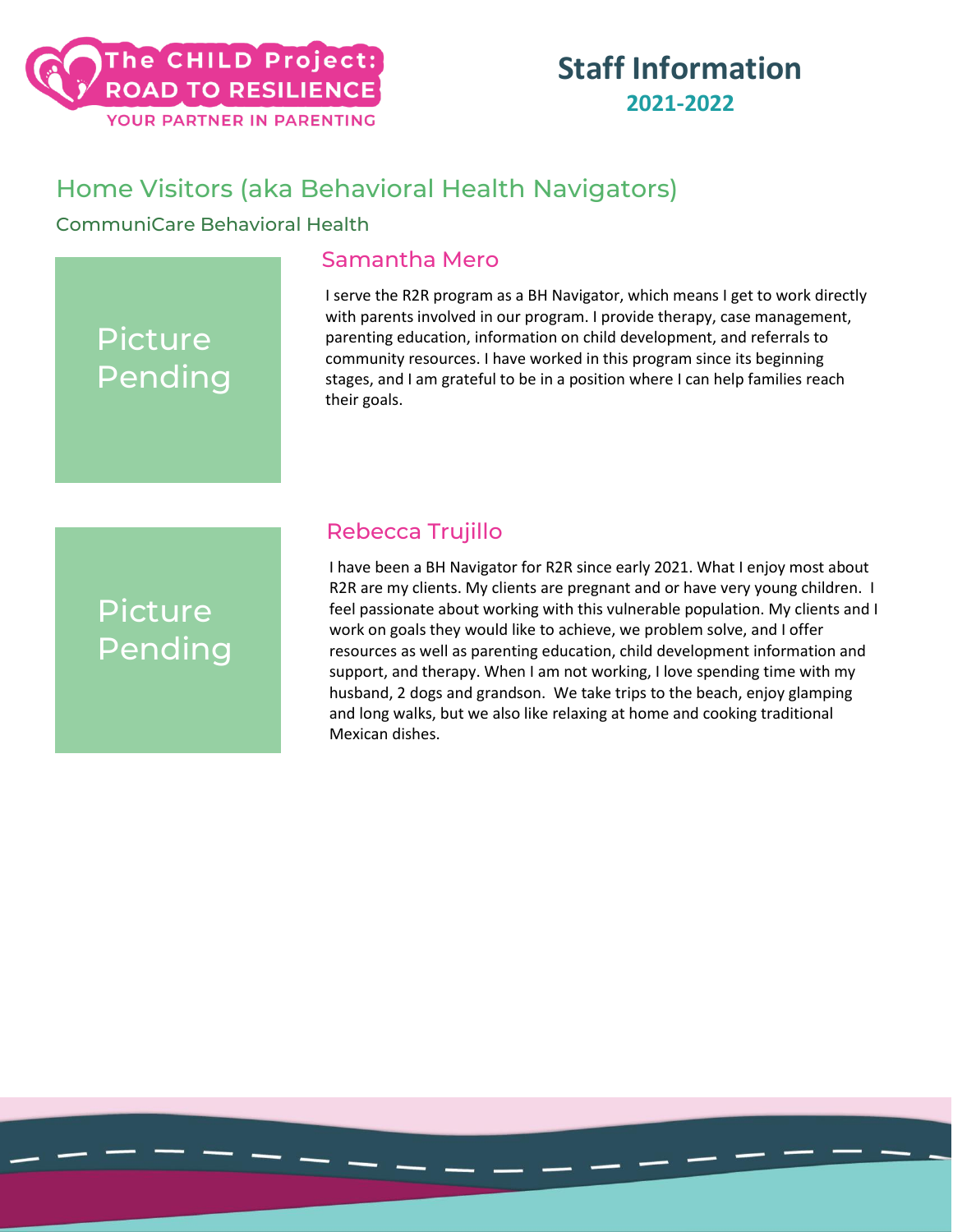The CHILD Project: ROAD TO RESILIENCE
YOUR PARTNER IN PARENTING

# Staff Information

**2021-2022**

## Home Visitors (aka Behavioral Health Navigators)

CommuniCare Behavioral Health

Picture Pending

### Samantha Mero

I serve the R2R program as a BH Navigator, which means I get to work directly with parents involved in our program. I provide therapy, case management, parenting education, information on child development, and referrals to community resources. I have worked in this program since its beginning stages, and I am grateful to be in a position where I can help families reach their goals.

Picture Pending

### Rebecca Trujillo

I have been a BH Navigator for R2R since early 2021. What I enjoy most about R2R are my clients. My clients are pregnant and or have very young children. I feel passionate about working with this vulnerable population. My clients and I work on goals they would like to achieve, we problem solve, and I offer resources as well as parenting education, child development information and support, and therapy. When I am not working, I love spending time with my husband, 2 dogs and grandson. We take trips to the beach, enjoy glamping and long walks, but we also like relaxing at home and cooking traditional Mexican dishes.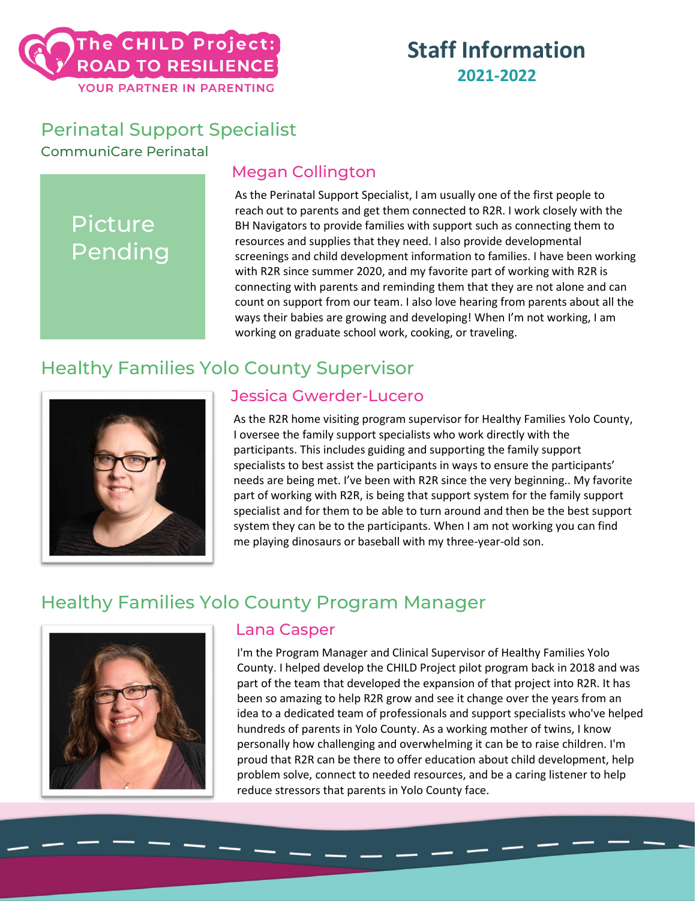The CHILD Project: ROAD TO RESILIENCE

YOUR PARTNER IN PARENTING

# Staff Information

## 2021-2022

## Perinatal Support Specialist

CommuniCare Perinatal

Picture Pending

### Megan Collington

As the Perinatal Support Specialist, I am usually one of the first people to reach out to parents and get them connected to R2R. I work closely with the BH Navigators to provide families with support such as connecting them to resources and supplies that they need. I also provide developmental screenings and child development information to families. I have been working with R2R since summer 2020, and my favorite part of working with R2R is connecting with parents and reminding them that they are not alone and can count on support from our team. I also love hearing from parents about all the ways their babies are growing and developing! When I'm not working, I am working on graduate school work, cooking, or traveling.

## Healthy Families Yolo County Supervisor

### Jessica Gwerder-Lucero

As the R2R home visiting program supervisor for Healthy Families Yolo County, I oversee the family support specialists who work directly with the participants. This includes guiding and supporting the family support specialists to best assist the participants in ways to ensure the participants' needs are being met. I've been with R2R since the very beginning.. My favorite part of working with R2R, is being that support system for the family support specialist and for them to be able to turn around and then be the best support system they can be to the participants. When I am not working you can find me playing dinosaurs or baseball with my three-year-old son.

## Healthy Families Yolo County Program Manager

### Lana Casper

I'm the Program Manager and Clinical Supervisor of Healthy Families Yolo County. I helped develop the CHILD Project pilot program back in 2018 and was part of the team that developed the expansion of that project into R2R. It has been so amazing to help R2R grow and see it change over the years from an idea to a dedicated team of professionals and support specialists who've helped hundreds of parents in Yolo County. As a working mother of twins, I know personally how challenging and overwhelming it can be to raise children. I'm proud that R2R can be there to offer education about child development, help problem solve, connect to needed resources, and be a caring listener to help reduce stressors that parents in Yolo County face.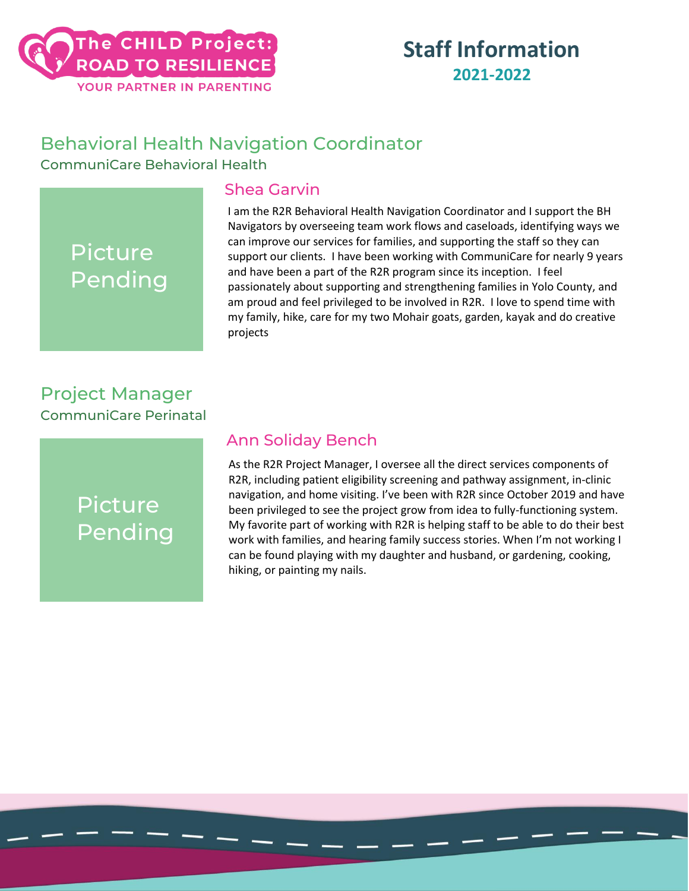The CHILD Project: ROAD TO RESILIENCE
YOUR PARTNER IN PARENTING

# Staff Information
**2021-2022**

## Behavioral Health Navigation Coordinator
CommuniCare Behavioral Health

Picture Pending

### Shea Garvin

I am the R2R Behavioral Health Navigation Coordinator and I support the BH Navigators by overseeing team work flows and caseloads, identifying ways we can improve our services for families, and supporting the staff so they can support our clients. I have been working with CommuniCare for nearly 9 years and have been a part of the R2R program since its inception. I feel passionately about supporting and strengthening families in Yolo County, and am proud and feel privileged to be involved in R2R. I love to spend time with my family, hike, care for my two Mohair goats, garden, kayak and do creative projects

## Project Manager
CommuniCare Perinatal

Picture Pending

### Ann Soliday Bench

As the R2R Project Manager, I oversee all the direct services components of R2R, including patient eligibility screening and pathway assignment, in-clinic navigation, and home visiting. I've been with R2R since October 2019 and have been privileged to see the project grow from idea to fully-functioning system. My favorite part of working with R2R is helping staff to be able to do their best work with families, and hearing family success stories. When I'm not working I can be found playing with my daughter and husband, or gardening, cooking, hiking, or painting my nails.